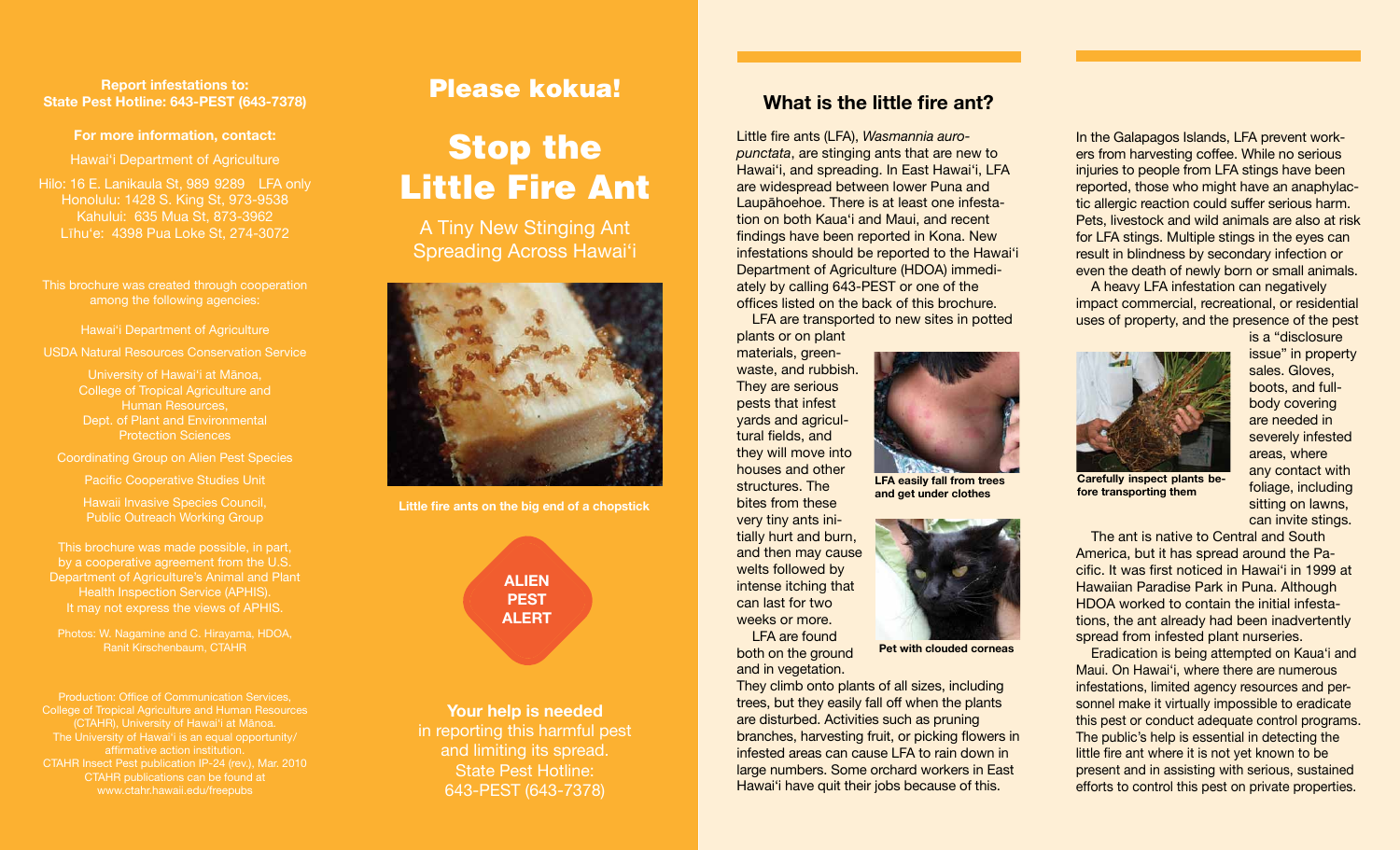**Report infestations to:**
**State Pest Hotline: 643-PEST (643-7378)**

**For more information, contact:**

Hawai'i Department of Agriculture

Hilo: 16 E. Lanikaula St, 989 9289 LFA only
Honolulu: 1428 S. King St, 973-9538
Kahului: 635 Mua St, 873-3962
Līhu'e: 4398 Pua Loke St, 274-3072

This brochure was created through cooperation among the following agencies:

Hawai'i Department of Agriculture

USDA Natural Resources Conservation Service

University of Hawai'i at Mānoa, College of Tropical Agriculture and Human Resources, Dept. of Plant and Environmental Protection Sciences

Coordinating Group on Alien Pest Species

Pacific Cooperative Studies Unit

Hawaii Invasive Species Council, Public Outreach Working Group

This brochure was made possible, in part, by a cooperative agreement from the U.S. Department of Agriculture's Animal and Plant Health Inspection Service (APHIS). It may not express the views of APHIS.

Photos: W. Nagamine and C. Hirayama, HDOA, Ranit Kirschenbaum, CTAHR

Production: Office of Communication Services, College of Tropical Agriculture and Human Resources (CTAHR), University of Hawai'i at Mānoa. The University of Hawai'i is an equal opportunity/affirmative action institution.
CTAHR Insect Pest publication IP-24 (rev.), Mar. 2010
CTAHR publications can be found at www.ctahr.hawaii.edu/freepubs

# Please kokua!

# Stop the Little Fire Ant

A Tiny New Stinging Ant Spreading Across Hawai'i

Little fire ants on the big end of a chopstick

ALIEN PEST ALERT

**Your help is needed** in reporting this harmful pest and limiting its spread. State Pest Hotline: 643-PEST (643-7378)

## What is the little fire ant?

Little fire ants (LFA), *Wasmannia auropunctata*, are stinging ants that are new to Hawai'i, and spreading. In East Hawai'i, LFA are widespread between lower Puna and Laupāhoehoe. There is at least one infestation on both Kaua'i and Maui, and recent findings have been reported in Kona. New infestations should be reported to the Hawai'i Department of Agriculture (HDOA) immediately by calling 643-PEST or one of the offices listed on the back of this brochure.

LFA are transported to new sites in potted plants or on plant materials, greenwaste, and rubbish. They are serious pests that infest yards and agricultural fields, and they will move into houses and other structures. The bites from these very tiny ants initially hurt and burn, and then may cause welts followed by intense itching that can last for two weeks or more.

LFA easily fall from trees and get under clothes

Pet with clouded corneas

LFA are found both on the ground and in vegetation. They climb onto plants of all sizes, including trees, but they easily fall off when the plants are disturbed. Activities such as pruning branches, harvesting fruit, or picking flowers in infested areas can cause LFA to rain down in large numbers. Some orchard workers in East Hawai'i have quit their jobs because of this.

In the Galapagos Islands, LFA prevent workers from harvesting coffee. While no serious injuries to people from LFA stings have been reported, those who might have an anaphylactic allergic reaction could suffer serious harm. Pets, livestock and wild animals are also at risk for LFA stings. Multiple stings in the eyes can result in blindness by secondary infection or even the death of newly born or small animals.

A heavy LFA infestation can negatively impact commercial, recreational, or residential uses of property, and the presence of the pest is a "disclosure issue" in property sales. Gloves, boots, and full-body covering are needed in severely infested areas, where any contact with foliage, including sitting on lawns, can invite stings.

Carefully inspect plants before transporting them

The ant is native to Central and South America, but it has spread around the Pacific. It was first noticed in Hawai'i in 1999 at Hawaiian Paradise Park in Puna. Although HDOA worked to contain the initial infestations, the ant already had been inadvertently spread from infested plant nurseries.

Eradication is being attempted on Kaua'i and Maui. On Hawai'i, where there are numerous infestations, limited agency resources and personnel make it virtually impossible to eradicate this pest or conduct adequate control programs. The public's help is essential in detecting the little fire ant where it is not yet known to be present and in assisting with serious, sustained efforts to control this pest on private properties.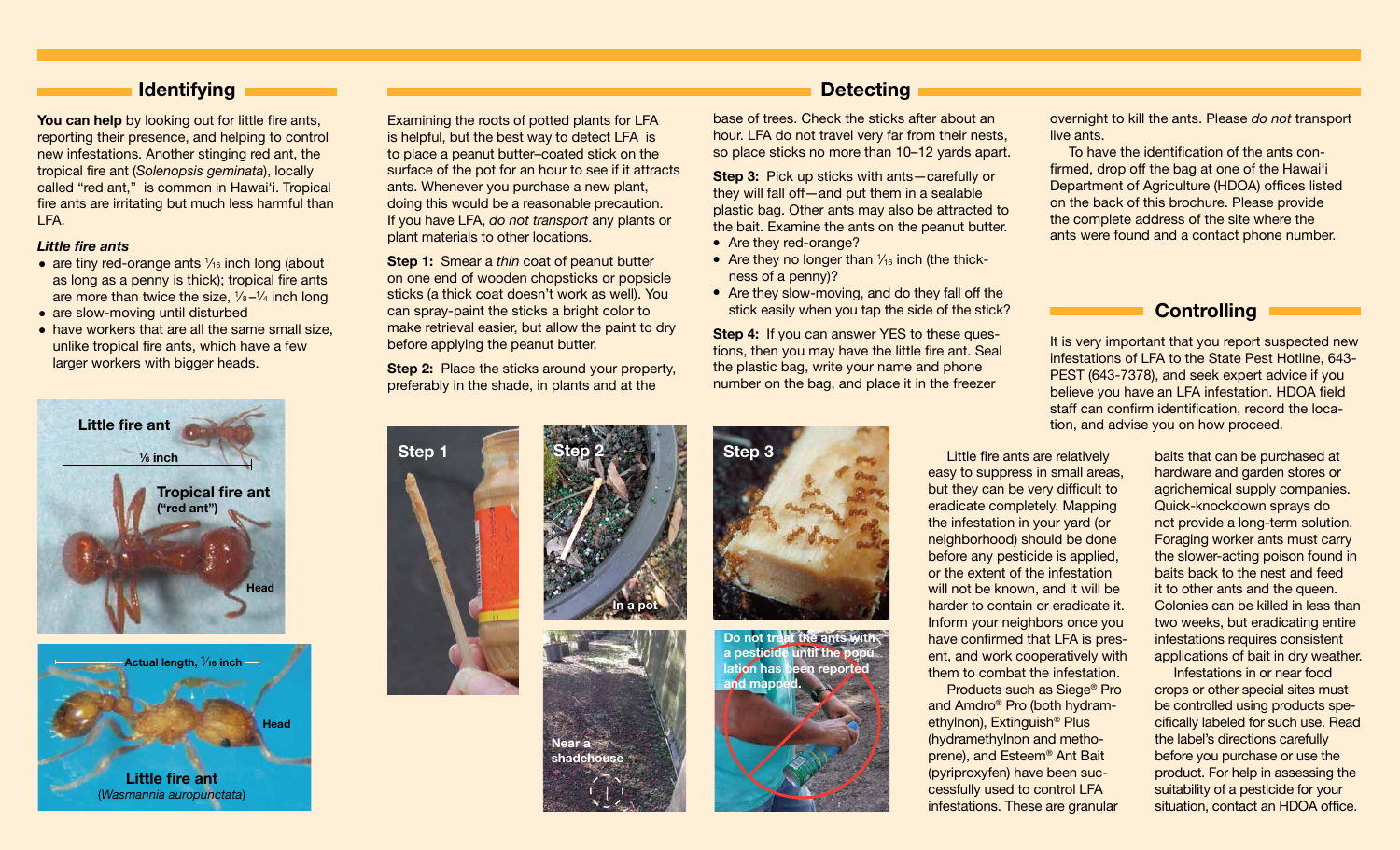## Identifying

**You can help** by looking out for little fire ants, reporting their presence, and helping to control new infestations. Another stinging red ant, the tropical fire ant (*Solenopsis geminata*), locally called "red ant," is common in Hawai'i. Tropical fire ants are irritating but much less harmful than LFA.

***Little fire ants***

- are tiny red-orange ants 1/16 inch long (about as long as a penny is thick); tropical fire ants are more than twice the size, 1/8–1/4 inch long
- are slow-moving until disturbed
- have workers that are all the same small size, unlike tropical fire ants, which have a few larger workers with bigger heads.

Little fire ant

⅛ inch

Tropical fire ant ("red ant")

Head

Actual length, 1/16 inch

Head

Little fire ant (*Wasmannia auropunctata*)

## Detecting

Examining the roots of potted plants for LFA is helpful, but the best way to detect LFA is to place a peanut butter–coated stick on the surface of the pot for an hour to see if it attracts ants. Whenever you purchase a new plant, doing this would be a reasonable precaution. If you have LFA, *do not transport* any plants or plant materials to other locations.

**Step 1:** Smear a *thin* coat of peanut butter on one end of wooden chopsticks or popsicle sticks (a thick coat doesn't work as well). You can spray-paint the sticks a bright color to make retrieval easier, but allow the paint to dry before applying the peanut butter.

**Step 2:** Place the sticks around your property, preferably in the shade, in plants and at the base of trees. Check the sticks after about an hour. LFA do not travel very far from their nests, so place sticks no more than 10–12 yards apart.

**Step 3:** Pick up sticks with ants—carefully or they will fall off—and put them in a sealable plastic bag. Other ants may also be attracted to the bait. Examine the ants on the peanut butter.

- Are they red-orange?
- Are they no longer than 1/16 inch (the thickness of a penny)?
- Are they slow-moving, and do they fall off the stick easily when you tap the side of the stick?

**Step 4:** If you can answer YES to these questions, then you may have the little fire ant. Seal the plastic bag, write your name and phone number on the bag, and place it in the freezer overnight to kill the ants. Please *do not* transport live ants.

To have the identification of the ants confirmed, drop off the bag at one of the Hawai'i Department of Agriculture (HDOA) offices listed on the back of this brochure. Please provide the complete address of the site where the ants were found and a contact phone number.

Step 1

Step 2

In a pot

Near a shadehouse

Step 3

Do not treat the ants with a pesticide until the population has been reported and mapped.

## Controlling

It is very important that you report suspected new infestations of LFA to the State Pest Hotline, 643-PEST (643-7378), and seek expert advice if you believe you have an LFA infestation. HDOA field staff can confirm identification, record the location, and advise you on how proceed.

Little fire ants are relatively easy to suppress in small areas, but they can be very difficult to eradicate completely. Mapping the infestation in your yard (or neighborhood) should be done before any pesticide is applied, or the extent of the infestation will not be known, and it will be harder to contain or eradicate it. Inform your neighbors once you have confirmed that LFA is present, and work cooperatively with them to combat the infestation.

Products such as Siege® Pro and Amdro® Pro (both hydramethylnon), Extinguish® Plus (hydramethylnon and methoprene), and Esteem® Ant Bait (pyriproxyfen) have been successfully used to control LFA infestations. These are granular baits that can be purchased at hardware and garden stores or agrichemical supply companies. Quick-knockdown sprays do not provide a long-term solution. Foraging worker ants must carry the slower-acting poison found in baits back to the nest and feed it to other ants and the queen. Colonies can be killed in less than two weeks, but eradicating entire infestations requires consistent applications of bait in dry weather.

Infestations in or near food crops or other special sites must be controlled using products specifically labeled for such use. Read the label's directions carefully before you purchase or use the product. For help in assessing the suitability of a pesticide for your situation, contact an HDOA office.